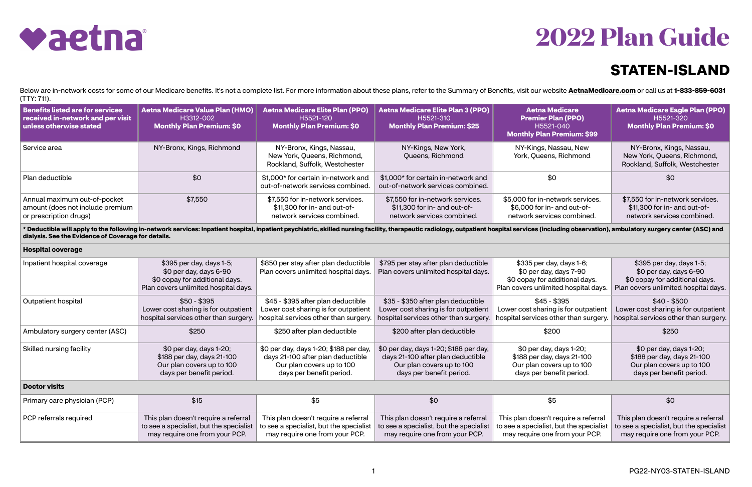# aetna

# 2022 Plan Guide

## STATEN-ISLAND

Below are in-network costs for some of our Medicare benefits. It's not a complete list. For more information about these plans, refer to the Summary of Benefits, visit our website **AetnaMedicare.com** or call us at **1-833-859-6031** (TTY: 711).

| Benefits listed are for services received in-network and per visit unless otherwise stated | Aetna Medicare Value Plan (HMO) H3312-002 Monthly Plan Premium: $0 | Aetna Medicare Elite Plan (PPO) H5521-120 Monthly Plan Premium: $0 | Aetna Medicare Elite Plan 3 (PPO) H5521-310 Monthly Plan Premium: $25 | Aetna Medicare Premier Plan (PPO) H5521-040 Monthly Plan Premium: $99 | Aetna Medicare Eagle Plan (PPO) H5521-320 Monthly Plan Premium: $0 |
|---|---|---|---|---|---|
| Service area | NY-Bronx, Kings, Richmond | NY-Bronx, Kings, Nassau, New York, Queens, Richmond, Rockland, Suffolk, Westchester | NY-Kings, New York, Queens, Richmond | NY-Kings, Nassau, New York, Queens, Richmond | NY-Bronx, Kings, Nassau, New York, Queens, Richmond, Rockland, Suffolk, Westchester |
| Plan deductible | $0 | $1,000* for certain in-network and out-of-network services combined. | $1,000* for certain in-network and out-of-network services combined. | $0 | $0 |
| Annual maximum out-of-pocket amount (does not include premium or prescription drugs) | $7,550 | $7,550 for in-network services. $11,300 for in- and out-of-network services combined. | $7,550 for in-network services. $11,300 for in- and out-of-network services combined. | $5,000 for in-network services. $6,000 for in- and out-of-network services combined. | $7,550 for in-network services. $11,300 for in- and out-of-network services combined. |
| **\* Deductible will apply to the following in-network services: Inpatient hospital, inpatient psychiatric, skilled nursing facility, therapeutic radiology, outpatient hospital services (including observation), ambulatory surgery center (ASC) and dialysis. See the Evidence of Coverage for details.** | | | | | |
| **Hospital coverage** | | | | | |
| Inpatient hospital coverage | $395 per day, days 1-5; $0 per day, days 6-90 $0 copay for additional days. Plan covers unlimited hospital days. | $850 per stay after plan deductible Plan covers unlimited hospital days. | $795 per stay after plan deductible Plan covers unlimited hospital days. | $335 per day, days 1-6; $0 per day, days 7-90 $0 copay for additional days. Plan covers unlimited hospital days. | $395 per day, days 1-5; $0 per day, days 6-90 $0 copay for additional days. Plan covers unlimited hospital days. |
| Outpatient hospital | $50 - $395 Lower cost sharing is for outpatient hospital services other than surgery. | $45 - $395 after plan deductible Lower cost sharing is for outpatient hospital services other than surgery. | $35 - $350 after plan deductible Lower cost sharing is for outpatient hospital services other than surgery. | $45 - $395 Lower cost sharing is for outpatient hospital services other than surgery. | $40 - $500 Lower cost sharing is for outpatient hospital services other than surgery. |
| Ambulatory surgery center (ASC) | $250 | $250 after plan deductible | $200 after plan deductible | $200 | $250 |
| Skilled nursing facility | $0 per day, days 1-20; $188 per day, days 21-100 Our plan covers up to 100 days per benefit period. | $0 per day, days 1-20; $188 per day, days 21-100 after plan deductible Our plan covers up to 100 days per benefit period. | $0 per day, days 1-20; $188 per day, days 21-100 after plan deductible Our plan covers up to 100 days per benefit period. | $0 per day, days 1-20; $188 per day, days 21-100 Our plan covers up to 100 days per benefit period. | $0 per day, days 1-20; $188 per day, days 21-100 Our plan covers up to 100 days per benefit period. |
| **Doctor visits** | | | | | |
| Primary care physician (PCP) | $15 | $5 | $0 | $5 | $0 |
| PCP referrals required | This plan doesn't require a referral to see a specialist, but the specialist may require one from your PCP. | This plan doesn't require a referral to see a specialist, but the specialist may require one from your PCP. | This plan doesn't require a referral to see a specialist, but the specialist may require one from your PCP. | This plan doesn't require a referral to see a specialist, but the specialist may require one from your PCP. | This plan doesn't require a referral to see a specialist, but the specialist may require one from your PCP. |

PG22-NY03-STATEN-ISLAND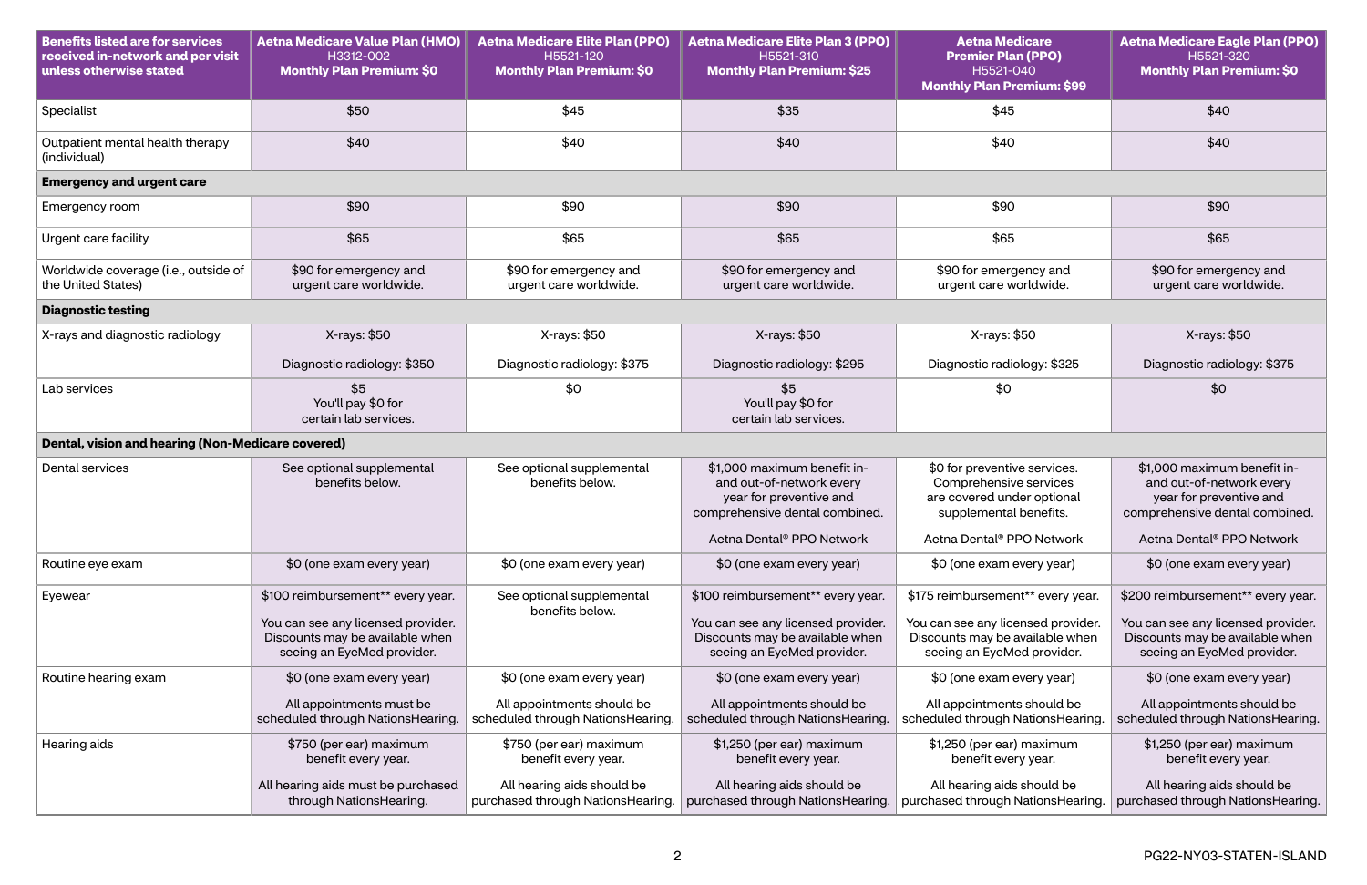| Benefits listed are for services received in-network and per visit unless otherwise stated | Aetna Medicare Value Plan (HMO) H3312-002 Monthly Plan Premium: $0 | Aetna Medicare Elite Plan (PPO) H5521-120 Monthly Plan Premium: $0 | Aetna Medicare Elite Plan 3 (PPO) H5521-310 Monthly Plan Premium: $25 | Aetna Medicare Premier Plan (PPO) H5521-040 Monthly Plan Premium: $99 | Aetna Medicare Eagle Plan (PPO) H5521-320 Monthly Plan Premium: $0 |
|---|---|---|---|---|---|
| Specialist | $50 | $45 | $35 | $45 | $40 |
| Outpatient mental health therapy (individual) | $40 | $40 | $40 | $40 | $40 |
| **Emergency and urgent care** | | | | | |
| Emergency room | $90 | $90 | $90 | $90 | $90 |
| Urgent care facility | $65 | $65 | $65 | $65 | $65 |
| Worldwide coverage (i.e., outside of the United States) | $90 for emergency and urgent care worldwide. | $90 for emergency and urgent care worldwide. | $90 for emergency and urgent care worldwide. | $90 for emergency and urgent care worldwide. | $90 for emergency and urgent care worldwide. |
| **Diagnostic testing** | | | | | |
| X-rays and diagnostic radiology | X-rays: $50<br><br>Diagnostic radiology: $350 | X-rays: $50<br><br>Diagnostic radiology: $375 | X-rays: $50<br><br>Diagnostic radiology: $295 | X-rays: $50<br><br>Diagnostic radiology: $325 | X-rays: $50<br><br>Diagnostic radiology: $375 |
| Lab services | $5<br>You'll pay $0 for certain lab services. | $0 | $5<br>You'll pay $0 for certain lab services. | $0 | $0 |
| **Dental, vision and hearing (Non-Medicare covered)** | | | | | |
| Dental services | See optional supplemental benefits below. | See optional supplemental benefits below. | $1,000 maximum benefit in- and out-of-network every year for preventive and comprehensive dental combined.<br><br>Aetna Dental® PPO Network | $0 for preventive services. Comprehensive services are covered under optional supplemental benefits.<br><br>Aetna Dental® PPO Network | $1,000 maximum benefit in- and out-of-network every year for preventive and comprehensive dental combined.<br><br>Aetna Dental® PPO Network |
| Routine eye exam | $0 (one exam every year) | $0 (one exam every year) | $0 (one exam every year) | $0 (one exam every year) | $0 (one exam every year) |
| Eyewear | $100 reimbursement** every year.<br><br>You can see any licensed provider. Discounts may be available when seeing an EyeMed provider. | See optional supplemental benefits below. | $100 reimbursement** every year.<br><br>You can see any licensed provider. Discounts may be available when seeing an EyeMed provider. | $175 reimbursement** every year.<br><br>You can see any licensed provider. Discounts may be available when seeing an EyeMed provider. | $200 reimbursement** every year.<br><br>You can see any licensed provider. Discounts may be available when seeing an EyeMed provider. |
| Routine hearing exam | $0 (one exam every year)<br><br>All appointments must be scheduled through NationsHearing. | $0 (one exam every year)<br><br>All appointments should be scheduled through NationsHearing. | $0 (one exam every year)<br><br>All appointments should be scheduled through NationsHearing. | $0 (one exam every year)<br><br>All appointments should be scheduled through NationsHearing. | $0 (one exam every year)<br><br>All appointments should be scheduled through NationsHearing. |
| Hearing aids | $750 (per ear) maximum benefit every year.<br><br>All hearing aids must be purchased through NationsHearing. | $750 (per ear) maximum benefit every year.<br><br>All hearing aids should be purchased through NationsHearing. | $1,250 (per ear) maximum benefit every year.<br><br>All hearing aids should be purchased through NationsHearing. | $1,250 (per ear) maximum benefit every year.<br><br>All hearing aids should be purchased through NationsHearing. | $1,250 (per ear) maximum benefit every year.<br><br>All hearing aids should be purchased through NationsHearing. |

PG22-NY03-STATEN-ISLAND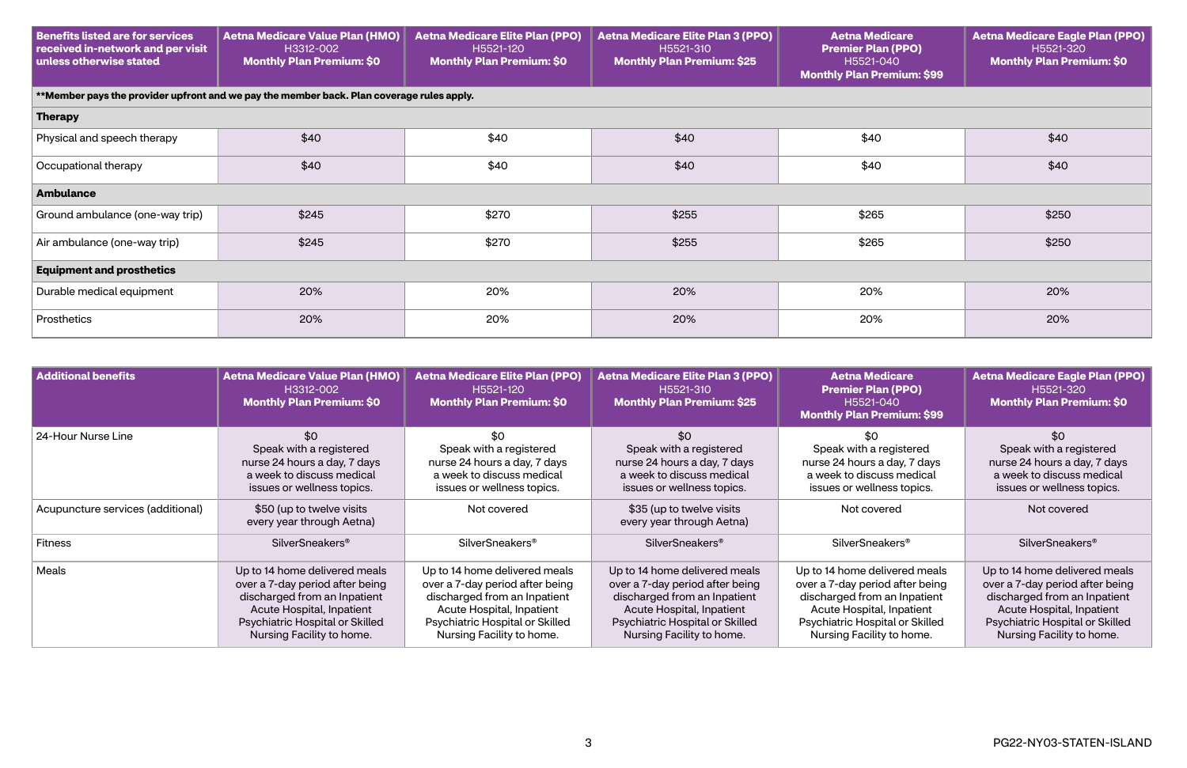| Benefits listed are for services received in-network and per visit unless otherwise stated | Aetna Medicare Value Plan (HMO) H3312-002 Monthly Plan Premium: $0 | Aetna Medicare Elite Plan (PPO) H5521-120 Monthly Plan Premium: $0 | Aetna Medicare Elite Plan 3 (PPO) H5521-310 Monthly Plan Premium: $25 | Aetna Medicare Premier Plan (PPO) H5521-040 Monthly Plan Premium: $99 | Aetna Medicare Eagle Plan (PPO) H5521-320 Monthly Plan Premium: $0 |
|---|---|---|---|---|---|
| **Member pays the provider upfront and we pay the member back. Plan coverage rules apply. | | | | | |
| **Therapy** | | | | | |
| Physical and speech therapy | $40 | $40 | $40 | $40 | $40 |
| Occupational therapy | $40 | $40 | $40 | $40 | $40 |
| **Ambulance** | | | | | |
| Ground ambulance (one-way trip) | $245 | $270 | $255 | $265 | $250 |
| Air ambulance (one-way trip) | $245 | $270 | $255 | $265 | $250 |
| **Equipment and prosthetics** | | | | | |
| Durable medical equipment | 20% | 20% | 20% | 20% | 20% |
| Prosthetics | 20% | 20% | 20% | 20% | 20% |

| Additional benefits | Aetna Medicare Value Plan (HMO) H3312-002 Monthly Plan Premium: $0 | Aetna Medicare Elite Plan (PPO) H5521-120 Monthly Plan Premium: $0 | Aetna Medicare Elite Plan 3 (PPO) H5521-310 Monthly Plan Premium: $25 | Aetna Medicare Premier Plan (PPO) H5521-040 Monthly Plan Premium: $99 | Aetna Medicare Eagle Plan (PPO) H5521-320 Monthly Plan Premium: $0 |
|---|---|---|---|---|---|
| 24-Hour Nurse Line | $0 Speak with a registered nurse 24 hours a day, 7 days a week to discuss medical issues or wellness topics. | $0 Speak with a registered nurse 24 hours a day, 7 days a week to discuss medical issues or wellness topics. | $0 Speak with a registered nurse 24 hours a day, 7 days a week to discuss medical issues or wellness topics. | $0 Speak with a registered nurse 24 hours a day, 7 days a week to discuss medical issues or wellness topics. | $0 Speak with a registered nurse 24 hours a day, 7 days a week to discuss medical issues or wellness topics. |
| Acupuncture services (additional) | $50 (up to twelve visits every year through Aetna) | Not covered | $35 (up to twelve visits every year through Aetna) | Not covered | Not covered |
| Fitness | SilverSneakers® | SilverSneakers® | SilverSneakers® | SilverSneakers® | SilverSneakers® |
| Meals | Up to 14 home delivered meals over a 7-day period after being discharged from an Inpatient Acute Hospital, Inpatient Psychiatric Hospital or Skilled Nursing Facility to home. | Up to 14 home delivered meals over a 7-day period after being discharged from an Inpatient Acute Hospital, Inpatient Psychiatric Hospital or Skilled Nursing Facility to home. | Up to 14 home delivered meals over a 7-day period after being discharged from an Inpatient Acute Hospital, Inpatient Psychiatric Hospital or Skilled Nursing Facility to home. | Up to 14 home delivered meals over a 7-day period after being discharged from an Inpatient Acute Hospital, Inpatient Psychiatric Hospital or Skilled Nursing Facility to home. | Up to 14 home delivered meals over a 7-day period after being discharged from an Inpatient Acute Hospital, Inpatient Psychiatric Hospital or Skilled Nursing Facility to home. |

PG22-NY03-STATEN-ISLAND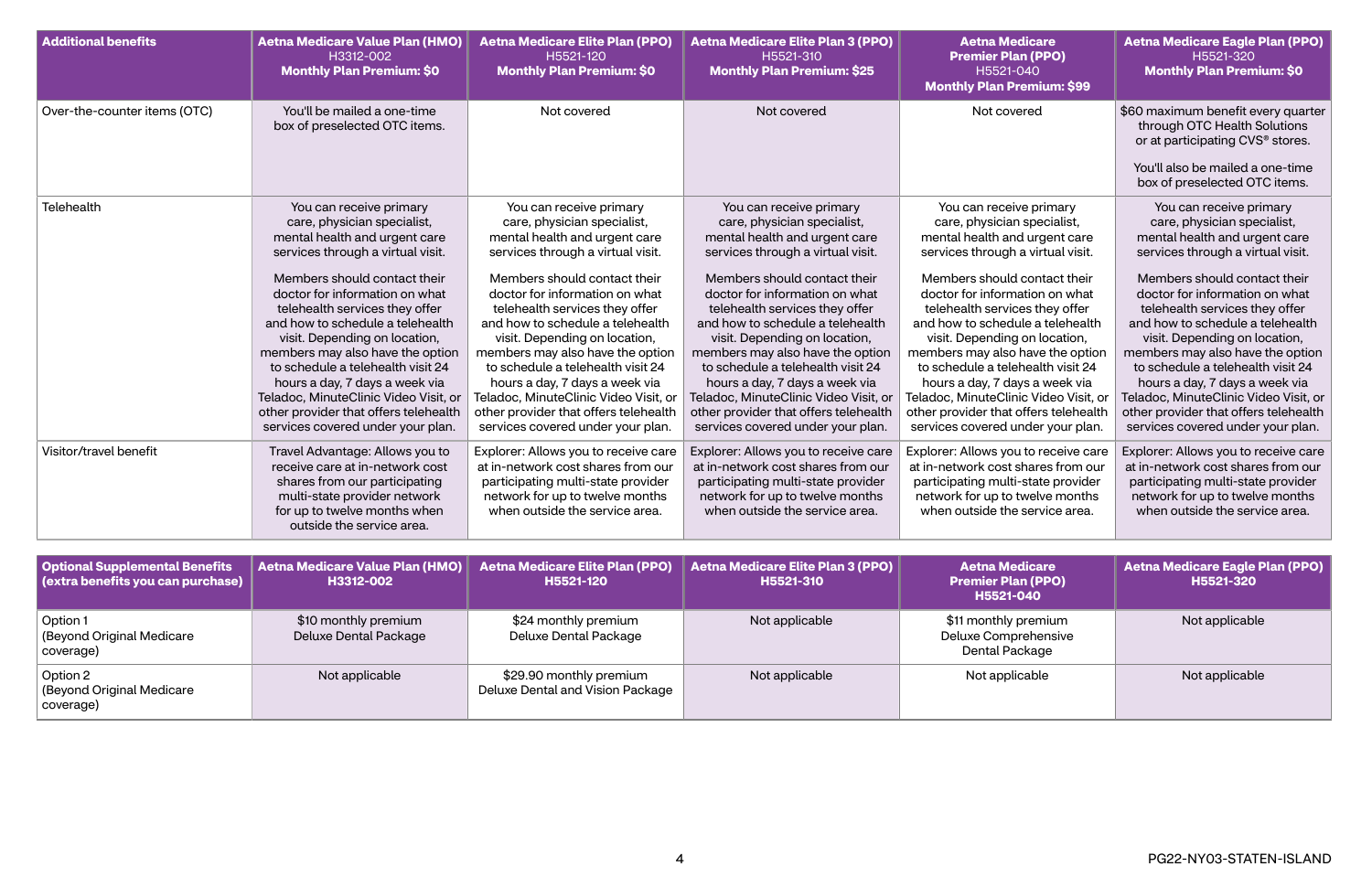| Additional benefits | Aetna Medicare Value Plan (HMO) H3312-002 Monthly Plan Premium: $0 | Aetna Medicare Elite Plan (PPO) H5521-120 Monthly Plan Premium: $0 | Aetna Medicare Elite Plan 3 (PPO) H5521-310 Monthly Plan Premium: $25 | Aetna Medicare Premier Plan (PPO) H5521-040 Monthly Plan Premium: $99 | Aetna Medicare Eagle Plan (PPO) H5521-320 Monthly Plan Premium: $0 |
|---|---|---|---|---|---|
| Over-the-counter items (OTC) | You'll be mailed a one-time box of preselected OTC items. | Not covered | Not covered | Not covered | $60 maximum benefit every quarter through OTC Health Solutions or at participating CVS® stores. You'll also be mailed a one-time box of preselected OTC items. |
| Telehealth | You can receive primary care, physician specialist, mental health and urgent care services through a virtual visit. Members should contact their doctor for information on what telehealth services they offer and how to schedule a telehealth visit. Depending on location, members may also have the option to schedule a telehealth visit 24 hours a day, 7 days a week via Teladoc, MinuteClinic Video Visit, or other provider that offers telehealth services covered under your plan. | You can receive primary care, physician specialist, mental health and urgent care services through a virtual visit. Members should contact their doctor for information on what telehealth services they offer and how to schedule a telehealth visit. Depending on location, members may also have the option to schedule a telehealth visit 24 hours a day, 7 days a week via Teladoc, MinuteClinic Video Visit, or other provider that offers telehealth services covered under your plan. | You can receive primary care, physician specialist, mental health and urgent care services through a virtual visit. Members should contact their doctor for information on what telehealth services they offer and how to schedule a telehealth visit. Depending on location, members may also have the option to schedule a telehealth visit 24 hours a day, 7 days a week via Teladoc, MinuteClinic Video Visit, or other provider that offers telehealth services covered under your plan. | You can receive primary care, physician specialist, mental health and urgent care services through a virtual visit. Members should contact their doctor for information on what telehealth services they offer and how to schedule a telehealth visit. Depending on location, members may also have the option to schedule a telehealth visit 24 hours a day, 7 days a week via Teladoc, MinuteClinic Video Visit, or other provider that offers telehealth services covered under your plan. | You can receive primary care, physician specialist, mental health and urgent care services through a virtual visit. Members should contact their doctor for information on what telehealth services they offer and how to schedule a telehealth visit. Depending on location, members may also have the option to schedule a telehealth visit 24 hours a day, 7 days a week via Teladoc, MinuteClinic Video Visit, or other provider that offers telehealth services covered under your plan. |
| Visitor/travel benefit | Travel Advantage: Allows you to receive care at in-network cost shares from our participating multi-state provider network for up to twelve months when outside the service area. | Explorer: Allows you to receive care at in-network cost shares from our participating multi-state provider network for up to twelve months when outside the service area. | Explorer: Allows you to receive care at in-network cost shares from our participating multi-state provider network for up to twelve months when outside the service area. | Explorer: Allows you to receive care at in-network cost shares from our participating multi-state provider network for up to twelve months when outside the service area. | Explorer: Allows you to receive care at in-network cost shares from our participating multi-state provider network for up to twelve months when outside the service area. |

| Optional Supplemental Benefits (extra benefits you can purchase) | Aetna Medicare Value Plan (HMO) H3312-002 | Aetna Medicare Elite Plan (PPO) H5521-120 | Aetna Medicare Elite Plan 3 (PPO) H5521-310 | Aetna Medicare Premier Plan (PPO) H5521-040 | Aetna Medicare Eagle Plan (PPO) H5521-320 |
|---|---|---|---|---|---|
| Option 1 (Beyond Original Medicare coverage) | $10 monthly premium Deluxe Dental Package | $24 monthly premium Deluxe Dental Package | Not applicable | $11 monthly premium Deluxe Comprehensive Dental Package | Not applicable |
| Option 2 (Beyond Original Medicare coverage) | Not applicable | $29.90 monthly premium Deluxe Dental and Vision Package | Not applicable | Not applicable | Not applicable |

PG22-NY03-STATEN-ISLAND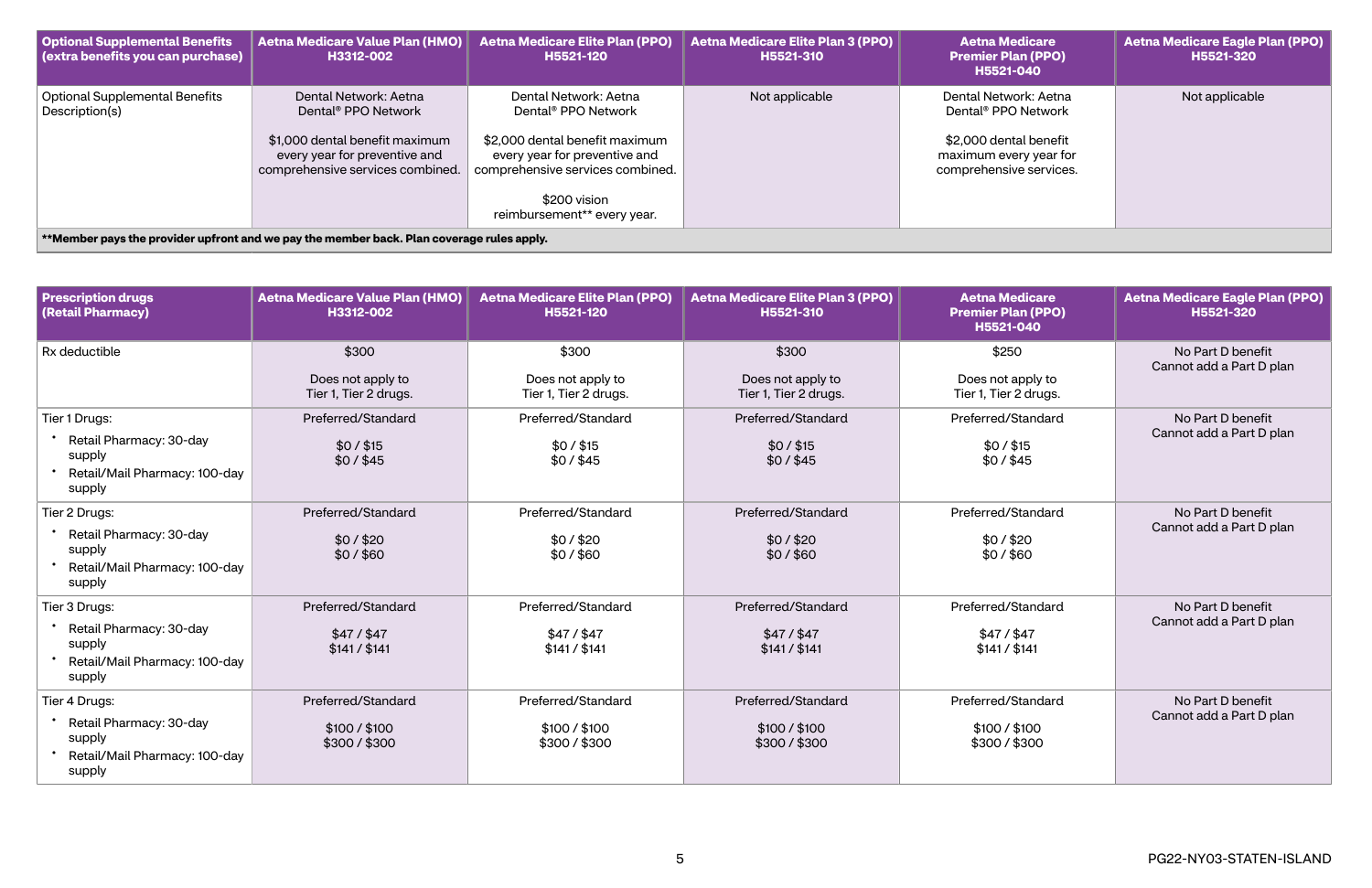| Optional Supplemental Benefits (extra benefits you can purchase) | Aetna Medicare Value Plan (HMO) H3312-002 | Aetna Medicare Elite Plan (PPO) H5521-120 | Aetna Medicare Elite Plan 3 (PPO) H5521-310 | Aetna Medicare Premier Plan (PPO) H5521-040 | Aetna Medicare Eagle Plan (PPO) H5521-320 |
| --- | --- | --- | --- | --- | --- |
| Optional Supplemental Benefits Description(s) | Dental Network: Aetna Dental® PPO Network<br><br>$1,000 dental benefit maximum every year for preventive and comprehensive services combined. | Dental Network: Aetna Dental® PPO Network<br><br>$2,000 dental benefit maximum every year for preventive and comprehensive services combined.<br><br>$200 vision reimbursement** every year. | Not applicable | Dental Network: Aetna Dental® PPO Network<br><br>$2,000 dental benefit maximum every year for comprehensive services. | Not applicable |

****Member pays the provider upfront and we pay the member back. Plan coverage rules apply.**

| Prescription drugs (Retail Pharmacy) | Aetna Medicare Value Plan (HMO) H3312-002 | Aetna Medicare Elite Plan (PPO) H5521-120 | Aetna Medicare Elite Plan 3 (PPO) H5521-310 | Aetna Medicare Premier Plan (PPO) H5521-040 | Aetna Medicare Eagle Plan (PPO) H5521-320 |
| --- | --- | --- | --- | --- | --- |
| Rx deductible | $300<br><br>Does not apply to Tier 1, Tier 2 drugs. | $300<br><br>Does not apply to Tier 1, Tier 2 drugs. | $300<br><br>Does not apply to Tier 1, Tier 2 drugs. | $250<br><br>Does not apply to Tier 1, Tier 2 drugs. | No Part D benefit Cannot add a Part D plan |
| Tier 1 Drugs:<br>• Retail Pharmacy: 30-day supply<br>• Retail/Mail Pharmacy: 100-day supply | Preferred/Standard<br><br>$0 / $15<br>$0 / $45 | Preferred/Standard<br><br>$0 / $15<br>$0 / $45 | Preferred/Standard<br><br>$0 / $15<br>$0 / $45 | Preferred/Standard<br><br>$0 / $15<br>$0 / $45 | No Part D benefit Cannot add a Part D plan |
| Tier 2 Drugs:<br>• Retail Pharmacy: 30-day supply<br>• Retail/Mail Pharmacy: 100-day supply | Preferred/Standard<br><br>$0 / $20<br>$0 / $60 | Preferred/Standard<br><br>$0 / $20<br>$0 / $60 | Preferred/Standard<br><br>$0 / $20<br>$0 / $60 | Preferred/Standard<br><br>$0 / $20<br>$0 / $60 | No Part D benefit Cannot add a Part D plan |
| Tier 3 Drugs:<br>• Retail Pharmacy: 30-day supply<br>• Retail/Mail Pharmacy: 100-day supply | Preferred/Standard<br><br>$47 / $47<br>$141 / $141 | Preferred/Standard<br><br>$47 / $47<br>$141 / $141 | Preferred/Standard<br><br>$47 / $47<br>$141 / $141 | Preferred/Standard<br><br>$47 / $47<br>$141 / $141 | No Part D benefit Cannot add a Part D plan |
| Tier 4 Drugs:<br>• Retail Pharmacy: 30-day supply<br>• Retail/Mail Pharmacy: 100-day supply | Preferred/Standard<br><br>$100 / $100<br>$300 / $300 | Preferred/Standard<br><br>$100 / $100<br>$300 / $300 | Preferred/Standard<br><br>$100 / $100<br>$300 / $300 | Preferred/Standard<br><br>$100 / $100<br>$300 / $300 | No Part D benefit Cannot add a Part D plan |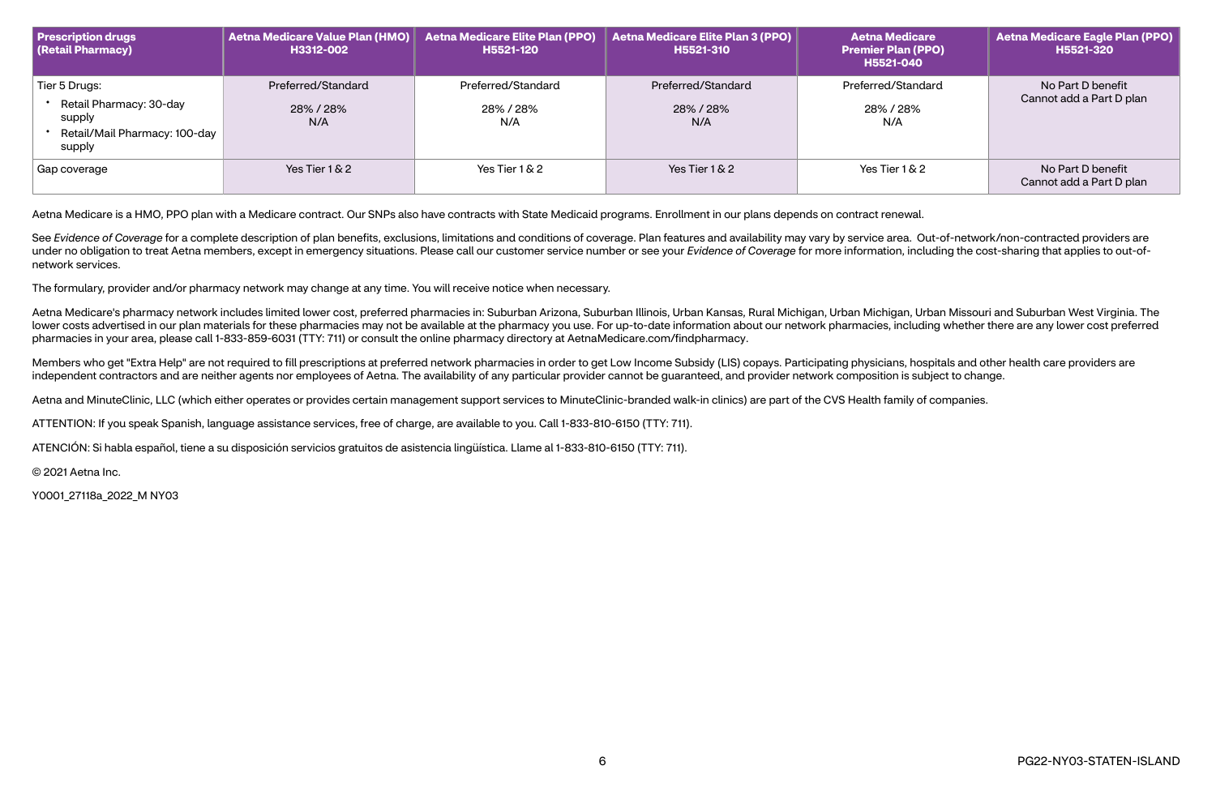| Prescription drugs (Retail Pharmacy) | Aetna Medicare Value Plan (HMO) H3312-002 | Aetna Medicare Elite Plan (PPO) H5521-120 | Aetna Medicare Elite Plan 3 (PPO) H5521-310 | Aetna Medicare Premier Plan (PPO) H5521-040 | Aetna Medicare Eagle Plan (PPO) H5521-320 |
|---|---|---|---|---|---|
| Tier 5 Drugs:<br>• Retail Pharmacy: 30-day supply<br>• Retail/Mail Pharmacy: 100-day supply | Preferred/Standard<br>28% / 28%<br>N/A | Preferred/Standard<br>28% / 28%<br>N/A | Preferred/Standard<br>28% / 28%<br>N/A | Preferred/Standard<br>28% / 28%<br>N/A | No Part D benefit<br>Cannot add a Part D plan |
| Gap coverage | Yes Tier 1 & 2 | Yes Tier 1 & 2 | Yes Tier 1 & 2 | Yes Tier 1 & 2 | No Part D benefit<br>Cannot add a Part D plan |

Aetna Medicare is a HMO, PPO plan with a Medicare contract. Our SNPs also have contracts with State Medicaid programs. Enrollment in our plans depends on contract renewal.

See *Evidence of Coverage* for a complete description of plan benefits, exclusions, limitations and conditions of coverage. Plan features and availability may vary by service area. Out-of-network/non-contracted providers are under no obligation to treat Aetna members, except in emergency situations. Please call our customer service number or see your *Evidence of Coverage* for more information, including the cost-sharing that applies to out-of-network services.

The formulary, provider and/or pharmacy network may change at any time. You will receive notice when necessary.

Aetna Medicare's pharmacy network includes limited lower cost, preferred pharmacies in: Suburban Arizona, Suburban Illinois, Urban Kansas, Rural Michigan, Urban Michigan, Urban Missouri and Suburban West Virginia. The lower costs advertised in our plan materials for these pharmacies may not be available at the pharmacy you use. For up-to-date information about our network pharmacies, including whether there are any lower cost preferred pharmacies in your area, please call 1-833-859-6031 (TTY: 711) or consult the online pharmacy directory at AetnaMedicare.com/findpharmacy.

Members who get "Extra Help" are not required to fill prescriptions at preferred network pharmacies in order to get Low Income Subsidy (LIS) copays. Participating physicians, hospitals and other health care providers are independent contractors and are neither agents nor employees of Aetna. The availability of any particular provider cannot be guaranteed, and provider network composition is subject to change.

Aetna and MinuteClinic, LLC (which either operates or provides certain management support services to MinuteClinic-branded walk-in clinics) are part of the CVS Health family of companies.

ATTENTION: If you speak Spanish, language assistance services, free of charge, are available to you. Call 1-833-810-6150 (TTY: 711).

ATENCIÓN: Si habla español, tiene a su disposición servicios gratuitos de asistencia lingüística. Llame al 1-833-810-6150 (TTY: 711).

© 2021 Aetna Inc.

Y0001_27118a_2022_M NY03